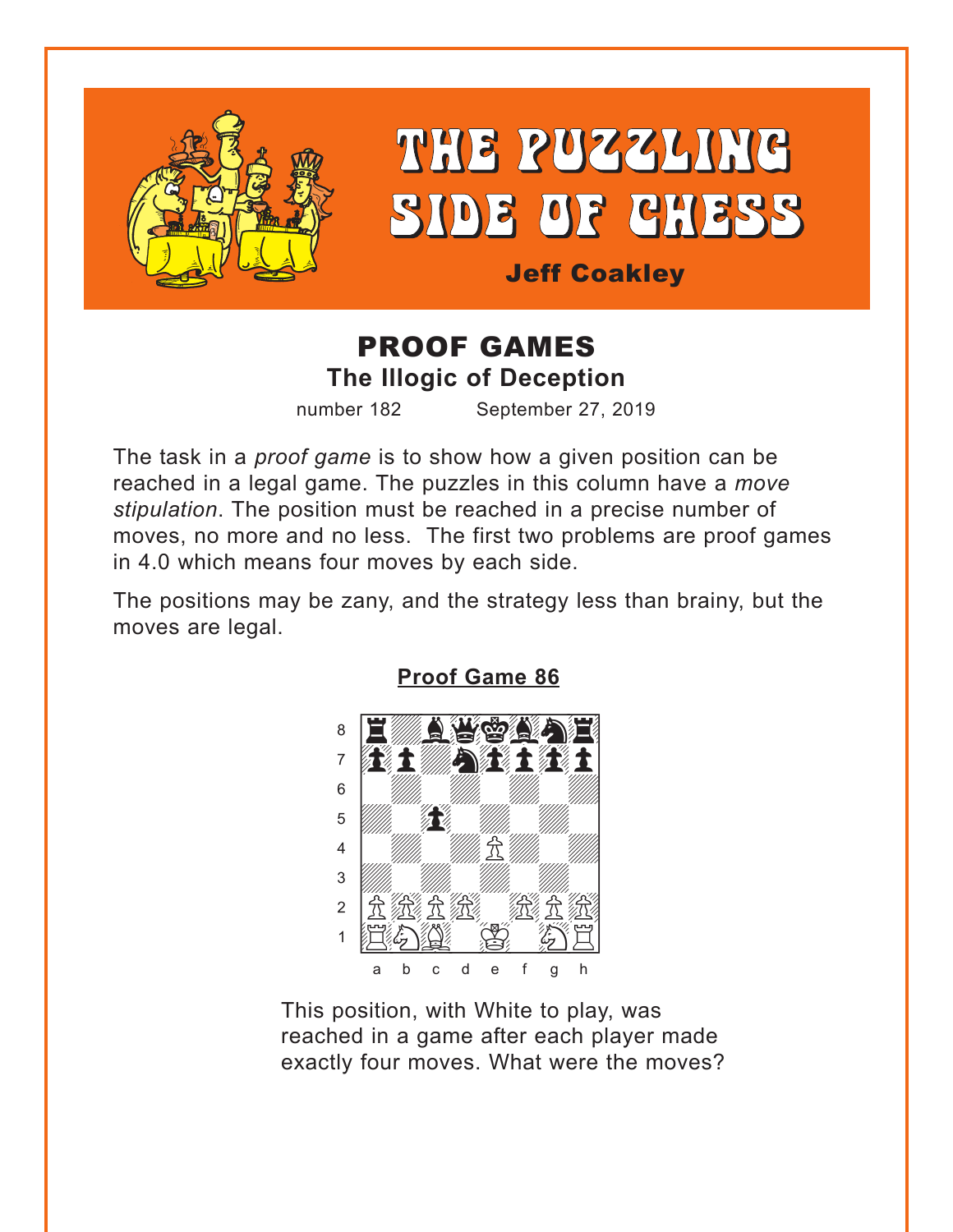# THE PUZZLING SIDE OF CHESS

**Jeff Coakley**

## PROOF GAMES

### The Illogic of Deception

number 182 September 27, 2019

The task in a *proof game* is to show how a given position can be reached in a legal game. The puzzles in this column have a *move stipulation*. The position must be reached in a precise number of moves, no more and no less. The first two problems are proof games in 4.0 which means four moves by each side.

The positions may be zany, and the strategy less than brainy, but the moves are legal.

**Proof Game 86**

This position, with White to play, was reached in a game after each player made exactly four moves. What were the moves?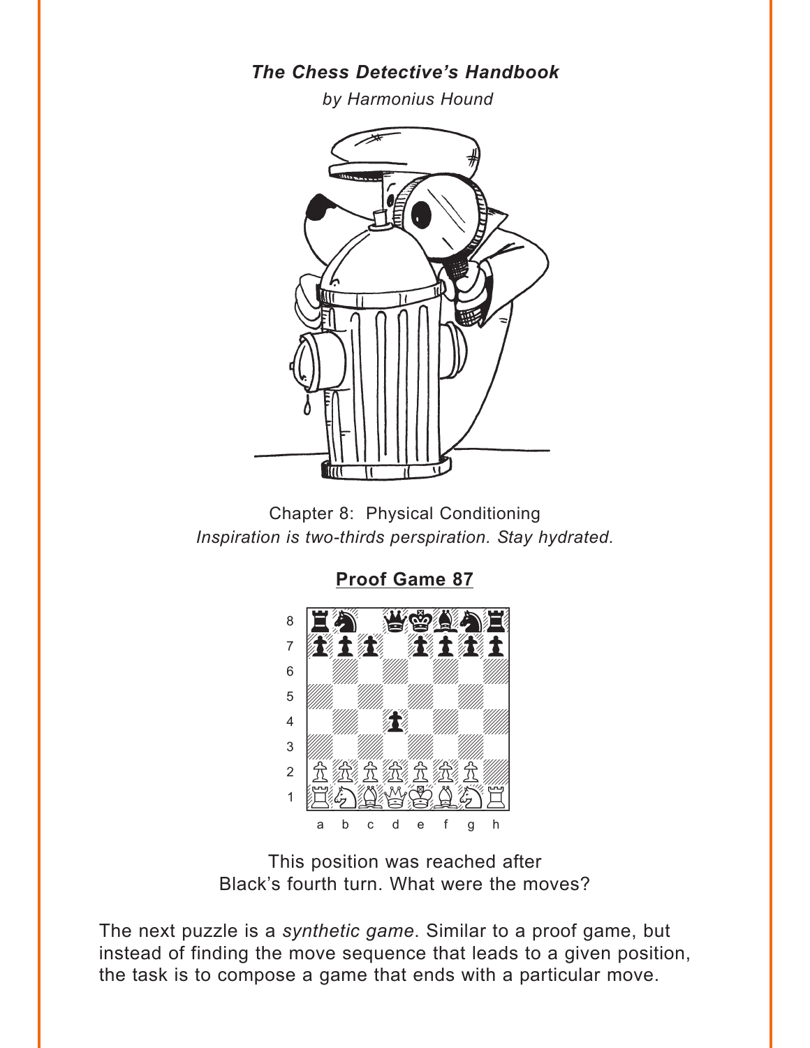***The Chess Detective's Handbook***

*by Harmonius Hound*

Chapter 8: Physical Conditioning

*Inspiration is two-thirds perspiration. Stay hydrated.*

**Proof Game 87**

This position was reached after Black's fourth turn. What were the moves?

The next puzzle is a *synthetic game*. Similar to a proof game, but instead of finding the move sequence that leads to a given position, the task is to compose a game that ends with a particular move.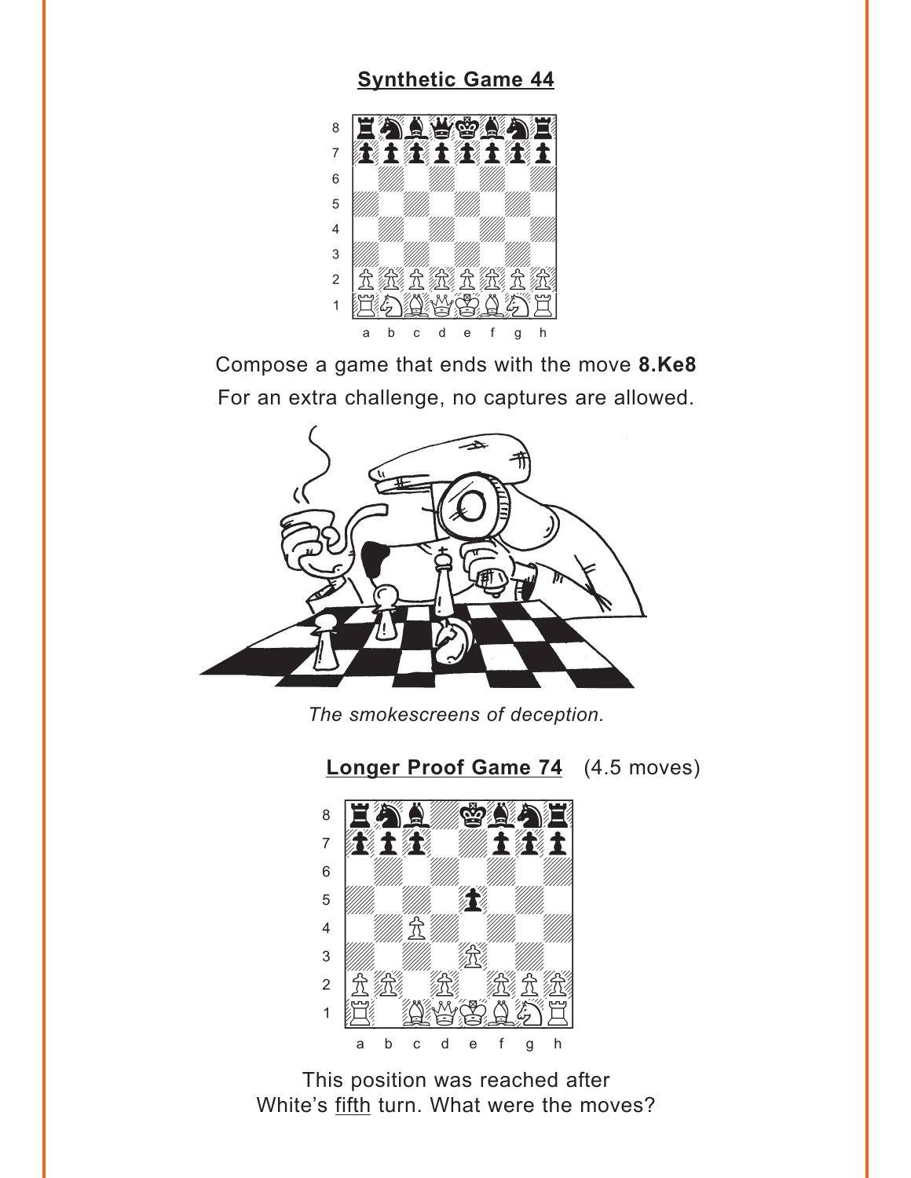## Synthetic Game 44

Compose a game that ends with the move **8.Ke8**

For an extra challenge, no captures are allowed.

*The smokescreens of deception.*

## Longer Proof Game 74 (4.5 moves)

This position was reached after White's <u>fifth</u> turn. What were the moves?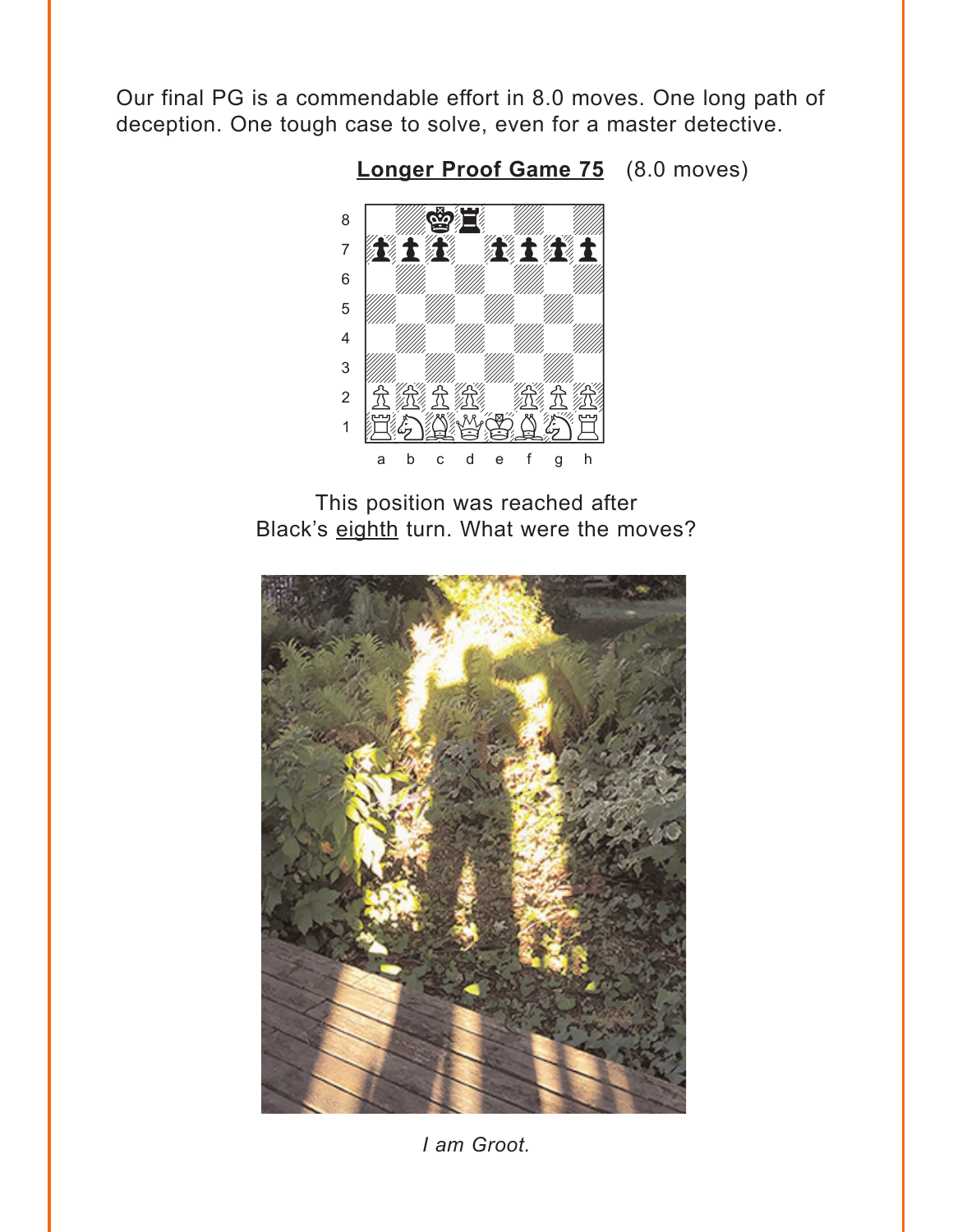Our final PG is a commendable effort in 8.0 moves. One long path of deception. One tough case to solve, even for a master detective.

**Longer Proof Game 75** (8.0 moves)

This position was reached after Black's eighth turn. What were the moves?

*I am Groot.*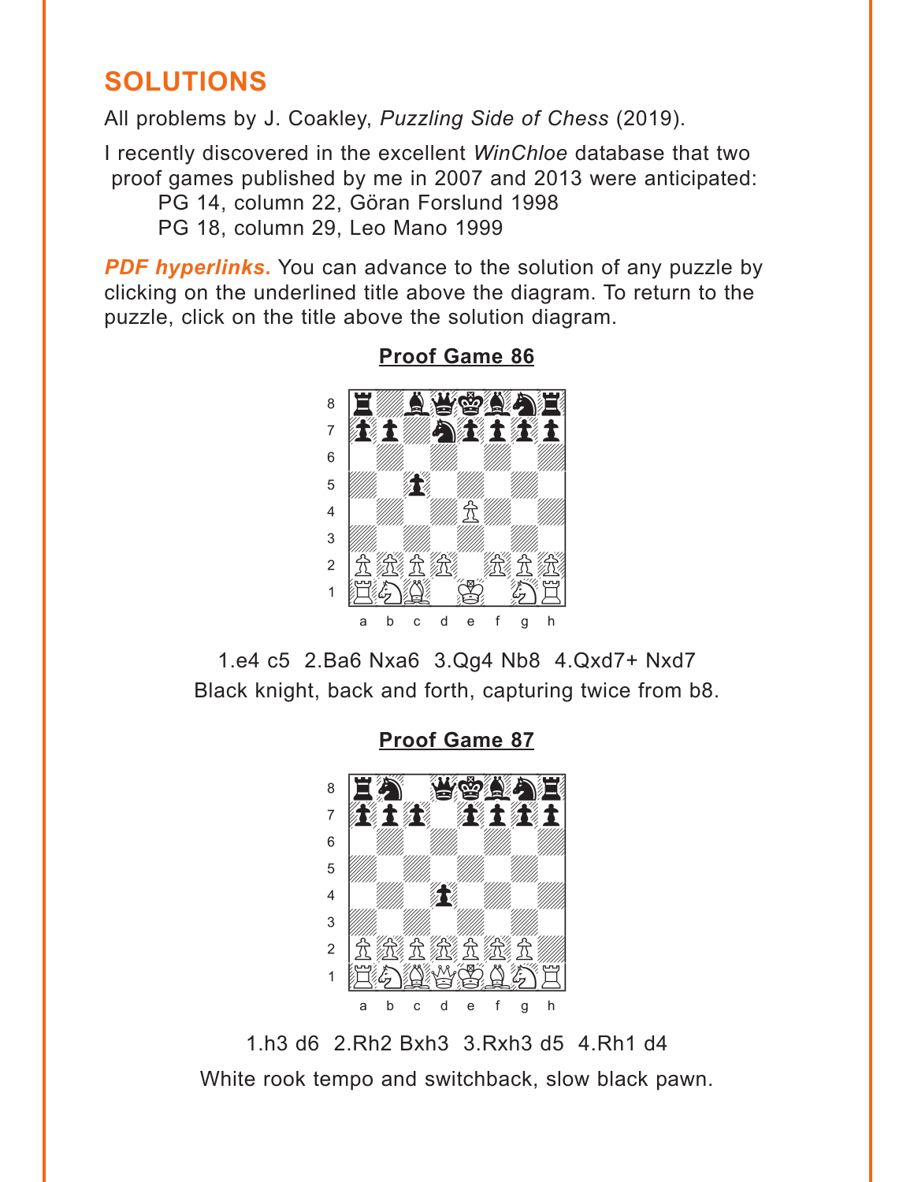## SOLUTIONS

All problems by J. Coakley, *Puzzling Side of Chess* (2019).

I recently discovered in the excellent *WinChloe* database that two proof games published by me in 2007 and 2013 were anticipated:

PG 14, column 22, Göran Forslund 1998
PG 18, column 29, Leo Mano 1999

***PDF hyperlinks.*** You can advance to the solution of any puzzle by clicking on the underlined title above the diagram. To return to the puzzle, click on the title above the solution diagram.

### Proof Game 86

1.e4 c5 2.Ba6 Nxa6 3.Qg4 Nb8 4.Qxd7+ Nxd7

Black knight, back and forth, capturing twice from b8.

### Proof Game 87

1.h3 d6 2.Rh2 Bxh3 3.Rxh3 d5 4.Rh1 d4

White rook tempo and switchback, slow black pawn.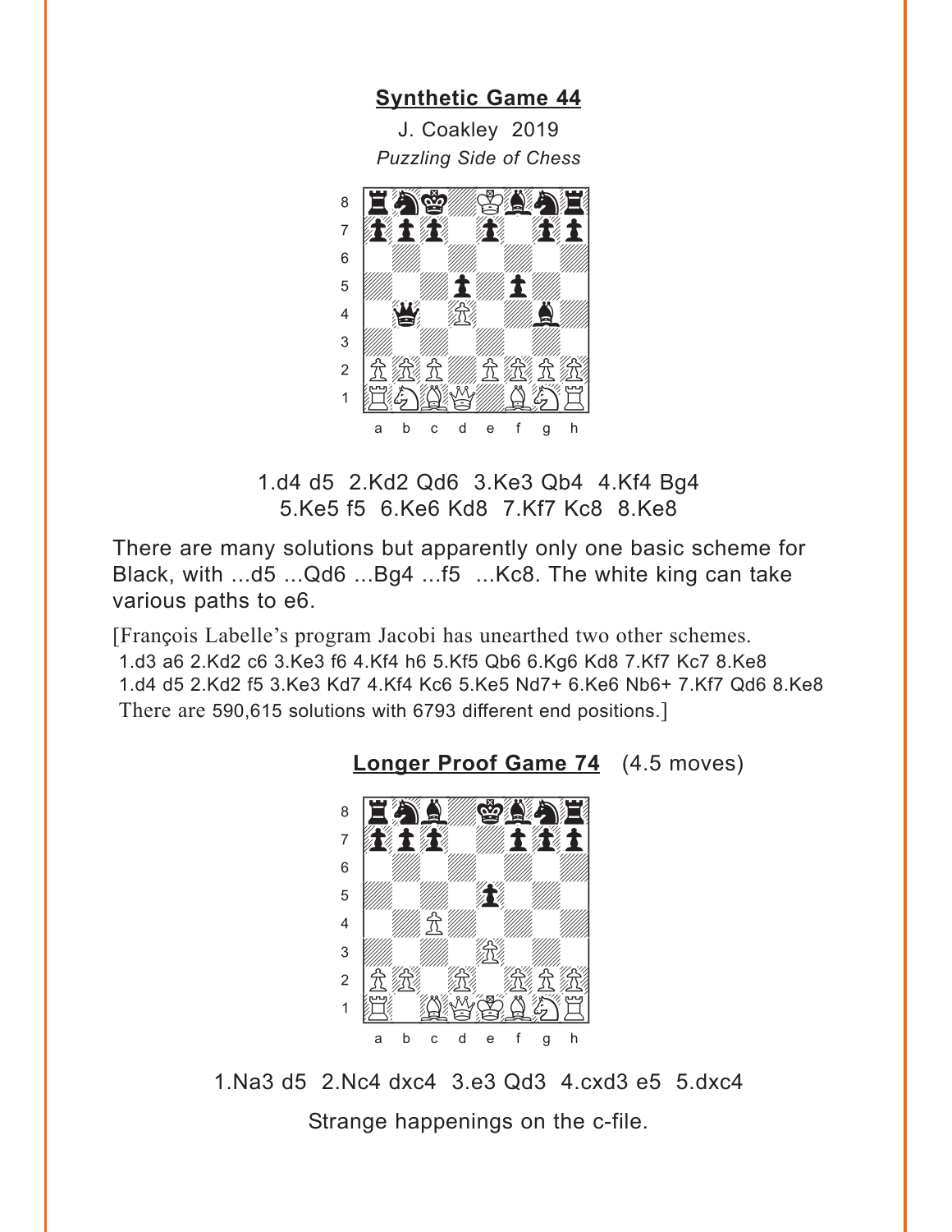## Synthetic Game 44

J. Coakley 2019

*Puzzling Side of Chess*

1.d4 d5 2.Kd2 Qd6 3.Ke3 Qb4 4.Kf4 Bg4 5.Ke5 f5 6.Ke6 Kd8 7.Kf7 Kc8 8.Ke8

There are many solutions but apparently only one basic scheme for Black, with ...d5 ...Qd6 ...Bg4 ...f5 ...Kc8. The white king can take various paths to e6.

[François Labelle's program Jacobi has unearthed two other schemes.
1.d3 a6 2.Kd2 c6 3.Ke3 f6 4.Kf4 h6 5.Kf5 Qb6 6.Kg6 Kd8 7.Kf7 Kc7 8.Ke8
1.d4 d5 2.Kd2 f5 3.Ke3 Kd7 4.Kf4 Kc6 5.Ke5 Nd7+ 6.Ke6 Nb6+ 7.Kf7 Qd6 8.Ke8
There are 590,615 solutions with 6793 different end positions.]

## Longer Proof Game 74 (4.5 moves)

1.Na3 d5 2.Nc4 dxc4 3.e3 Qd3 4.cxd3 e5 5.dxc4

Strange happenings on the c-file.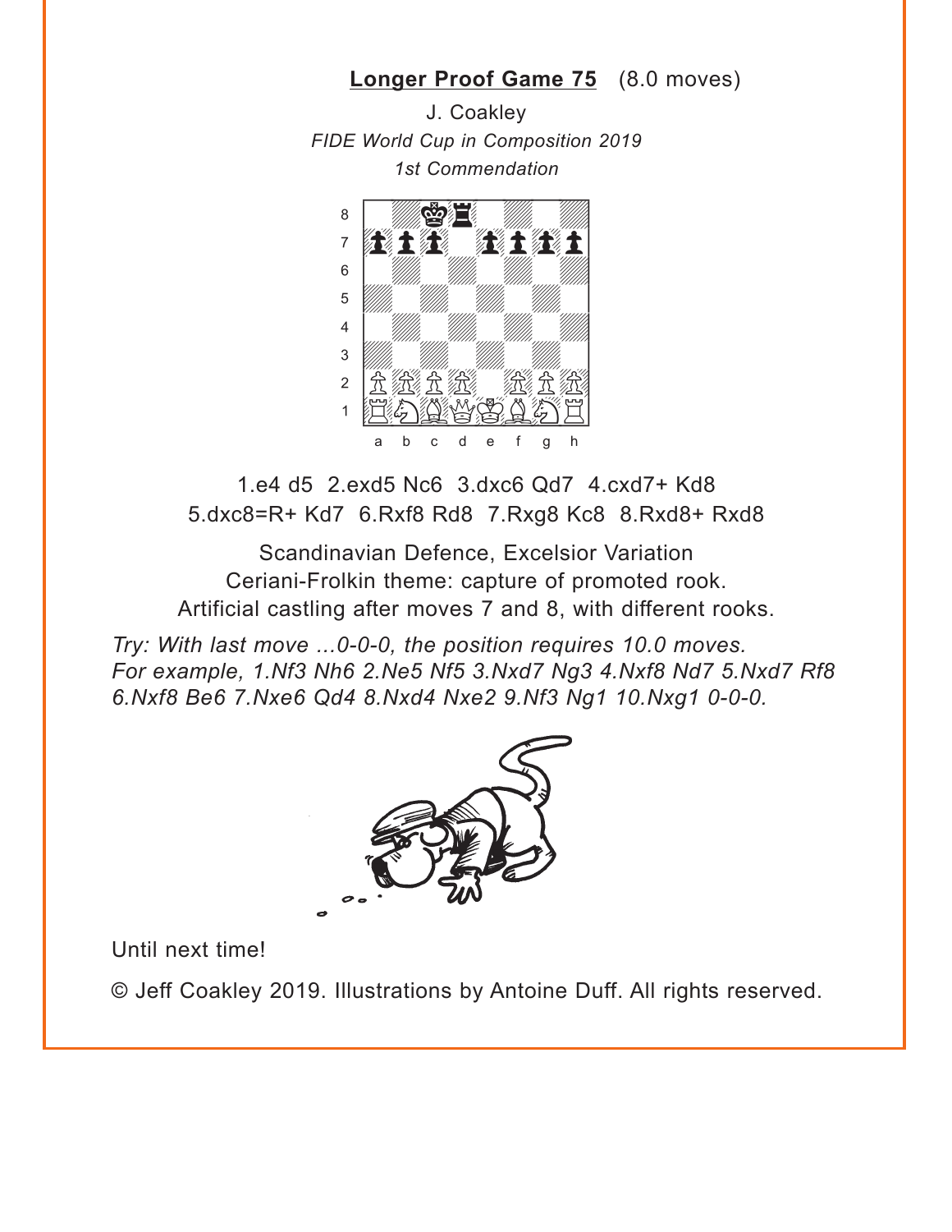**Longer Proof Game 75** (8.0 moves)

J. Coakley

*FIDE World Cup in Composition 2019*

*1st Commendation*

1.e4 d5 2.exd5 Nc6 3.dxc6 Qd7 4.cxd7+ Kd8
5.dxc8=R+ Kd7 6.Rxf8 Rd8 7.Rxg8 Kc8 8.Rxd8+ Rxd8

Scandinavian Defence, Excelsior Variation

Ceriani-Frolkin theme: capture of promoted rook.

Artificial castling after moves 7 and 8, with different rooks.

*Try: With last move ...0-0-0, the position requires 10.0 moves. For example, 1.Nf3 Nh6 2.Ne5 Nf5 3.Nxd7 Ng3 4.Nxf8 Nd7 5.Nxd7 Rf8 6.Nxf8 Be6 7.Nxe6 Qd4 8.Nxd4 Nxe2 9.Nf3 Ng1 10.Nxg1 0-0-0.*

Until next time!

© Jeff Coakley 2019. Illustrations by Antoine Duff. All rights reserved.